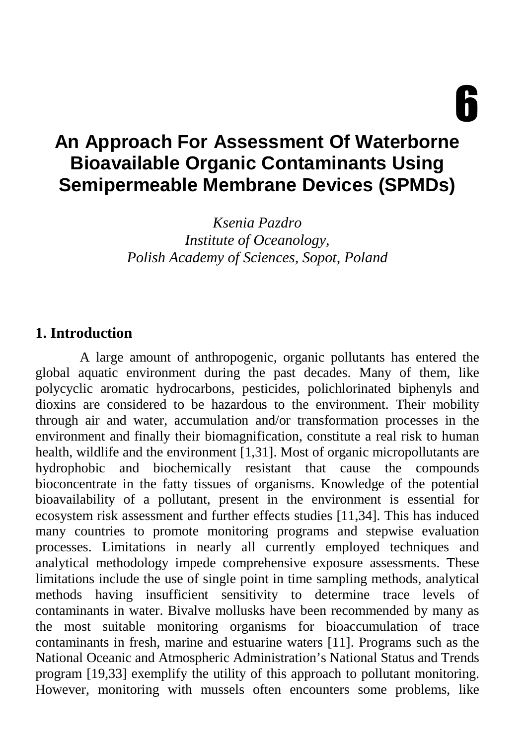6

# An Approach For Assessment Of Waterborne Bioavailable Organic Contaminants Using Semipermeable Membrane Devices (SPMDs)

*Ksenia Pazdro*
*Institute of Oceanology,*
*Polish Academy of Sciences, Sopot, Poland*

## 1. Introduction

A large amount of anthropogenic, organic pollutants has entered the global aquatic environment during the past decades. Many of them, like polycyclic aromatic hydrocarbons, pesticides, polichlorinated biphenyls and dioxins are considered to be hazardous to the environment. Their mobility through air and water, accumulation and/or transformation processes in the environment and finally their biomagnification, constitute a real risk to human health, wildlife and the environment [1,31]. Most of organic micropollutants are hydrophobic and biochemically resistant that cause the compounds bioconcentrate in the fatty tissues of organisms. Knowledge of the potential bioavailability of a pollutant, present in the environment is essential for ecosystem risk assessment and further effects studies [11,34]. This has induced many countries to promote monitoring programs and stepwise evaluation processes. Limitations in nearly all currently employed techniques and analytical methodology impede comprehensive exposure assessments. These limitations include the use of single point in time sampling methods, analytical methods having insufficient sensitivity to determine trace levels of contaminants in water. Bivalve mollusks have been recommended by many as the most suitable monitoring organisms for bioaccumulation of trace contaminants in fresh, marine and estuarine waters [11]. Programs such as the National Oceanic and Atmospheric Administration's National Status and Trends program [19,33] exemplify the utility of this approach to pollutant monitoring. However, monitoring with mussels often encounters some problems, like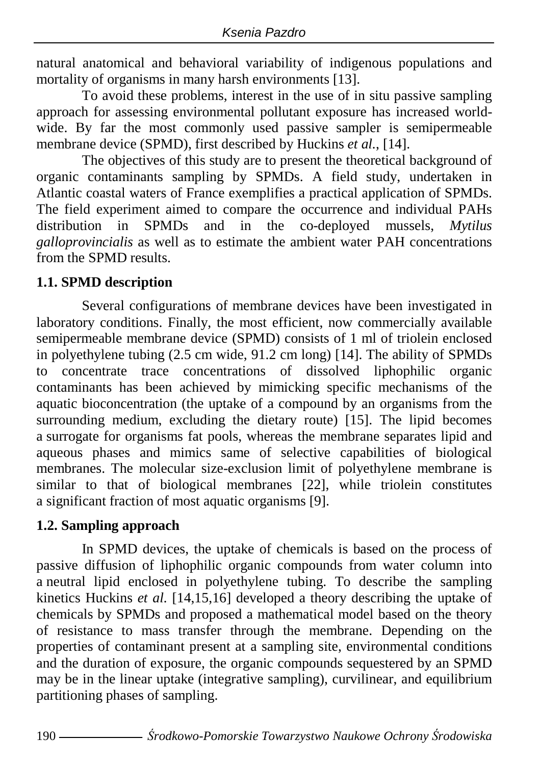natural anatomical and behavioral variability of indigenous populations and mortality of organisms in many harsh environments [13].

To avoid these problems, interest in the use of in situ passive sampling approach for assessing environmental pollutant exposure has increased world-wide. By far the most commonly used passive sampler is semipermeable membrane device (SPMD), first described by Huckins *et al.*, [14].

The objectives of this study are to present the theoretical background of organic contaminants sampling by SPMDs. A field study, undertaken in Atlantic coastal waters of France exemplifies a practical application of SPMDs. The field experiment aimed to compare the occurrence and individual PAHs distribution in SPMDs and in the co-deployed mussels, *Mytilus galloprovincialis* as well as to estimate the ambient water PAH concentrations from the SPMD results.

### 1.1. SPMD description

Several configurations of membrane devices have been investigated in laboratory conditions. Finally, the most efficient, now commercially available semipermeable membrane device (SPMD) consists of 1 ml of triolein enclosed in polyethylene tubing (2.5 cm wide, 91.2 cm long) [14]. The ability of SPMDs to concentrate trace concentrations of dissolved liphophilic organic contaminants has been achieved by mimicking specific mechanisms of the aquatic bioconcentration (the uptake of a compound by an organisms from the surrounding medium, excluding the dietary route) [15]. The lipid becomes a surrogate for organisms fat pools, whereas the membrane separates lipid and aqueous phases and mimics same of selective capabilities of biological membranes. The molecular size-exclusion limit of polyethylene membrane is similar to that of biological membranes [22], while triolein constitutes a significant fraction of most aquatic organisms [9].

### 1.2. Sampling approach

In SPMD devices, the uptake of chemicals is based on the process of passive diffusion of liphophilic organic compounds from water column into a neutral lipid enclosed in polyethylene tubing. To describe the sampling kinetics Huckins *et al.* [14,15,16] developed a theory describing the uptake of chemicals by SPMDs and proposed a mathematical model based on the theory of resistance to mass transfer through the membrane. Depending on the properties of contaminant present at a sampling site, environmental conditions and the duration of exposure, the organic compounds sequestered by an SPMD may be in the linear uptake (integrative sampling), curvilinear, and equilibrium partitioning phases of sampling.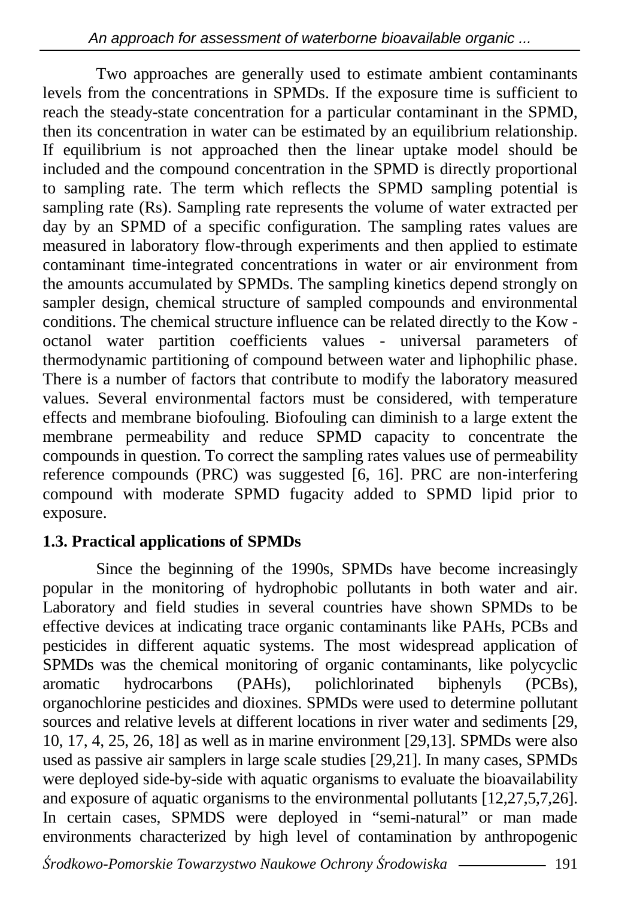Two approaches are generally used to estimate ambient contaminants levels from the concentrations in SPMDs. If the exposure time is sufficient to reach the steady-state concentration for a particular contaminant in the SPMD, then its concentration in water can be estimated by an equilibrium relationship. If equilibrium is not approached then the linear uptake model should be included and the compound concentration in the SPMD is directly proportional to sampling rate. The term which reflects the SPMD sampling potential is sampling rate (Rs). Sampling rate represents the volume of water extracted per day by an SPMD of a specific configuration. The sampling rates values are measured in laboratory flow-through experiments and then applied to estimate contaminant time-integrated concentrations in water or air environment from the amounts accumulated by SPMDs. The sampling kinetics depend strongly on sampler design, chemical structure of sampled compounds and environmental conditions. The chemical structure influence can be related directly to the Kow - octanol water partition coefficients values - universal parameters of thermodynamic partitioning of compound between water and liphophilic phase. There is a number of factors that contribute to modify the laboratory measured values. Several environmental factors must be considered, with temperature effects and membrane biofouling. Biofouling can diminish to a large extent the membrane permeability and reduce SPMD capacity to concentrate the compounds in question. To correct the sampling rates values use of permeability reference compounds (PRC) was suggested [6, 16]. PRC are non-interfering compound with moderate SPMD fugacity added to SPMD lipid prior to exposure.

### 1.3. Practical applications of SPMDs

Since the beginning of the 1990s, SPMDs have become increasingly popular in the monitoring of hydrophobic pollutants in both water and air. Laboratory and field studies in several countries have shown SPMDs to be effective devices at indicating trace organic contaminants like PAHs, PCBs and pesticides in different aquatic systems. The most widespread application of SPMDs was the chemical monitoring of organic contaminants, like polycyclic aromatic hydrocarbons (PAHs), polichlorinated biphenyls (PCBs), organochlorine pesticides and dioxines. SPMDs were used to determine pollutant sources and relative levels at different locations in river water and sediments [29, 10, 17, 4, 25, 26, 18] as well as in marine environment [29,13]. SPMDs were also used as passive air samplers in large scale studies [29,21]. In many cases, SPMDs were deployed side-by-side with aquatic organisms to evaluate the bioavailability and exposure of aquatic organisms to the environmental pollutants [12,27,5,7,26]. In certain cases, SPMDS were deployed in "semi-natural" or man made environments characterized by high level of contamination by anthropogenic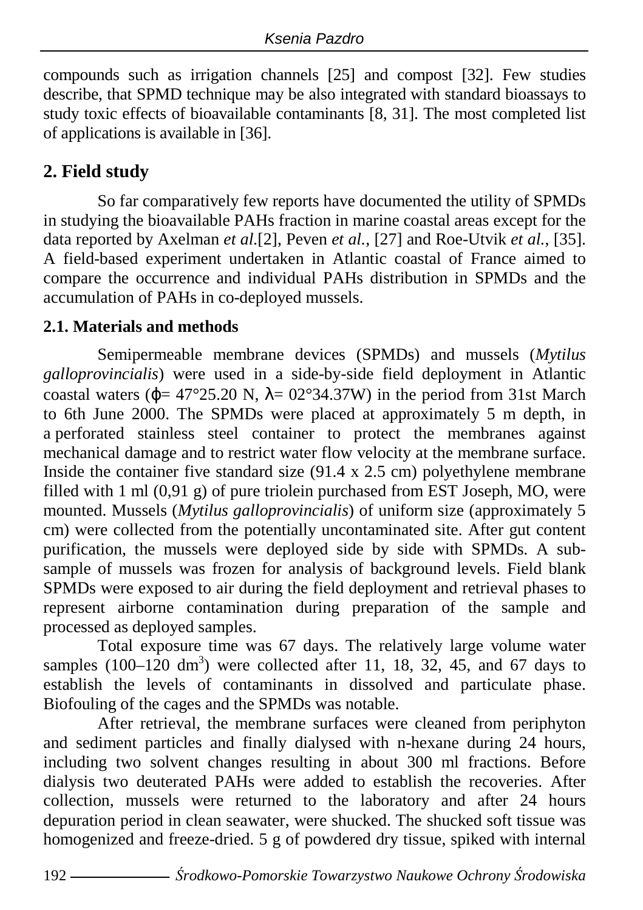compounds such as irrigation channels [25] and compost [32]. Few studies describe, that SPMD technique may be also integrated with standard bioassays to study toxic effects of bioavailable contaminants [8, 31]. The most completed list of applications is available in [36].

## 2. Field study

So far comparatively few reports have documented the utility of SPMDs in studying the bioavailable PAHs fraction in marine coastal areas except for the data reported by Axelman *et al.*[2], Peven *et al.*, [27] and Roe-Utvik *et al.*, [35]. A field-based experiment undertaken in Atlantic coastal of France aimed to compare the occurrence and individual PAHs distribution in SPMDs and the accumulation of PAHs in co-deployed mussels.

### 2.1. Materials and methods

Semipermeable membrane devices (SPMDs) and mussels (*Mytilus galloprovincialis*) were used in a side-by-side field deployment in Atlantic coastal waters ($\varphi$= 47°25.20 N, $\lambda$= 02°34.37W) in the period from 31st March to 6th June 2000. The SPMDs were placed at approximately 5 m depth, in a perforated stainless steel container to protect the membranes against mechanical damage and to restrict water flow velocity at the membrane surface. Inside the container five standard size (91.4 x 2.5 cm) polyethylene membrane filled with 1 ml (0,91 g) of pure triolein purchased from EST Joseph, MO, were mounted. Mussels (*Mytilus galloprovincialis*) of uniform size (approximately 5 cm) were collected from the potentially uncontaminated site. After gut content purification, the mussels were deployed side by side with SPMDs. A sub-sample of mussels was frozen for analysis of background levels. Field blank SPMDs were exposed to air during the field deployment and retrieval phases to represent airborne contamination during preparation of the sample and processed as deployed samples.

Total exposure time was 67 days. The relatively large volume water samples (100–120 $dm^3$) were collected after 11, 18, 32, 45, and 67 days to establish the levels of contaminants in dissolved and particulate phase. Biofouling of the cages and the SPMDs was notable.

After retrieval, the membrane surfaces were cleaned from periphyton and sediment particles and finally dialysed with n-hexane during 24 hours, including two solvent changes resulting in about 300 ml fractions. Before dialysis two deuterated PAHs were added to establish the recoveries. After collection, mussels were returned to the laboratory and after 24 hours depuration period in clean seawater, were shucked. The shucked soft tissue was homogenized and freeze-dried. 5 g of powdered dry tissue, spiked with internal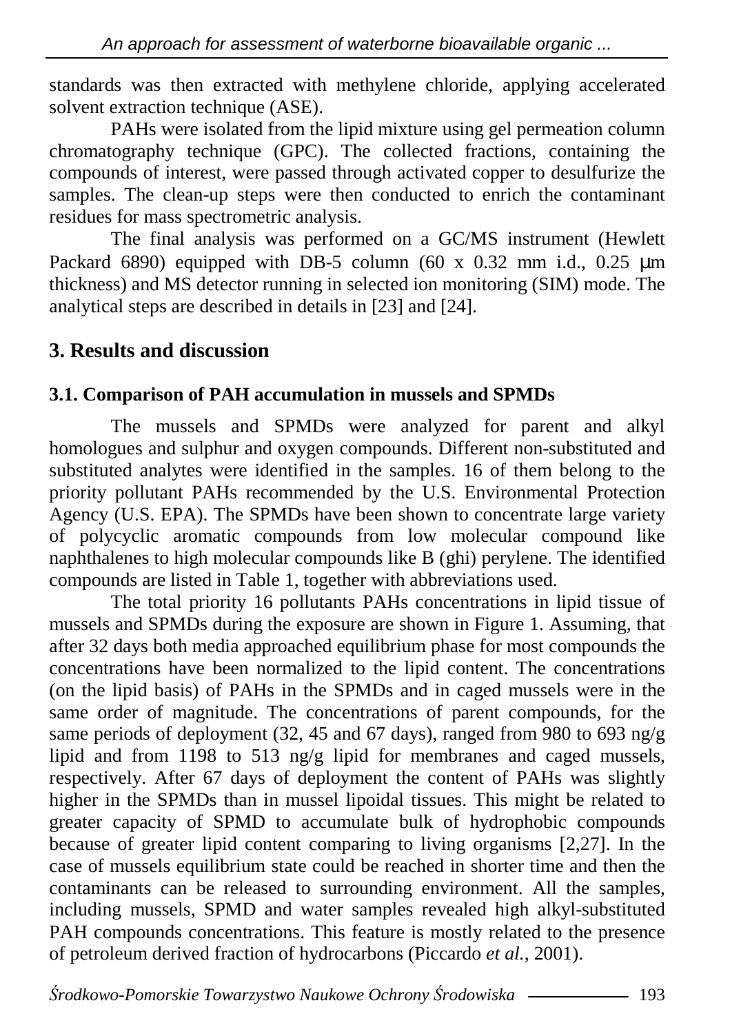standards was then extracted with methylene chloride, applying accelerated solvent extraction technique (ASE).

PAHs were isolated from the lipid mixture using gel permeation column chromatography technique (GPC). The collected fractions, containing the compounds of interest, were passed through activated copper to desulfurize the samples. The clean-up steps were then conducted to enrich the contaminant residues for mass spectrometric analysis.

The final analysis was performed on a GC/MS instrument (Hewlett Packard 6890) equipped with DB-5 column (60 x 0.32 mm i.d., 0.25 μm thickness) and MS detector running in selected ion monitoring (SIM) mode. The analytical steps are described in details in [23] and [24].

## 3. Results and discussion

### 3.1. Comparison of PAH accumulation in mussels and SPMDs

The mussels and SPMDs were analyzed for parent and alkyl homologues and sulphur and oxygen compounds. Different non-substituted and substituted analytes were identified in the samples. 16 of them belong to the priority pollutant PAHs recommended by the U.S. Environmental Protection Agency (U.S. EPA). The SPMDs have been shown to concentrate large variety of polycyclic aromatic compounds from low molecular compound like naphthalenes to high molecular compounds like B (ghi) perylene. The identified compounds are listed in Table 1, together with abbreviations used.

The total priority 16 pollutants PAHs concentrations in lipid tissue of mussels and SPMDs during the exposure are shown in Figure 1. Assuming, that after 32 days both media approached equilibrium phase for most compounds the concentrations have been normalized to the lipid content. The concentrations (on the lipid basis) of PAHs in the SPMDs and in caged mussels were in the same order of magnitude. The concentrations of parent compounds, for the same periods of deployment (32, 45 and 67 days), ranged from 980 to 693 ng/g lipid and from 1198 to 513 ng/g lipid for membranes and caged mussels, respectively. After 67 days of deployment the content of PAHs was slightly higher in the SPMDs than in mussel lipoidal tissues. This might be related to greater capacity of SPMD to accumulate bulk of hydrophobic compounds because of greater lipid content comparing to living organisms [2,27]. In the case of mussels equilibrium state could be reached in shorter time and then the contaminants can be released to surrounding environment. All the samples, including mussels, SPMD and water samples revealed high alkyl-substituted PAH compounds concentrations. This feature is mostly related to the presence of petroleum derived fraction of hydrocarbons (Piccardo *et al.*, 2001).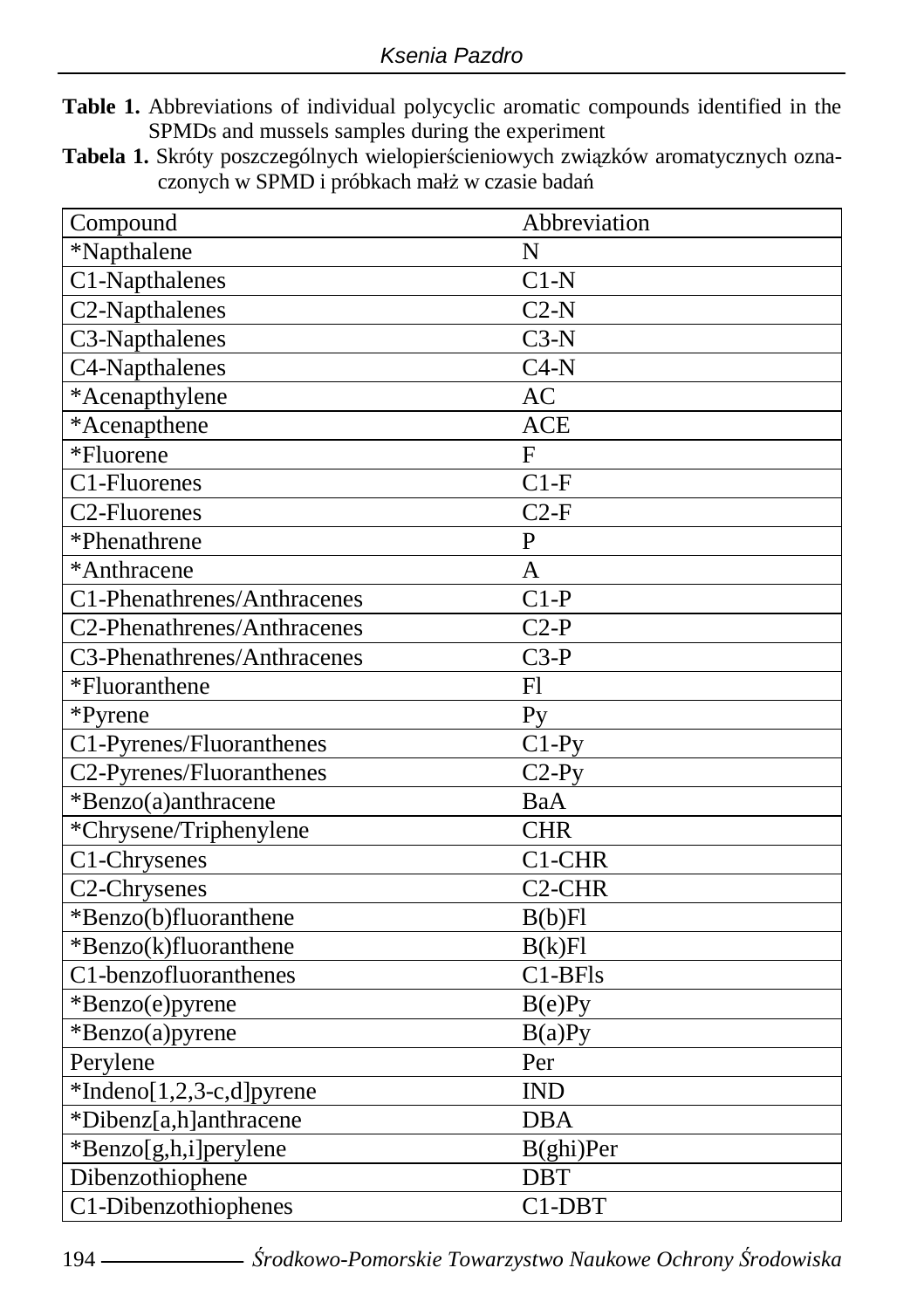**Table 1.** Abbreviations of individual polycyclic aromatic compounds identified in the SPMDs and mussels samples during the experiment

**Tabela 1.** Skróty poszczególnych wielopierścieniowych związków aromatycznych oznaczonych w SPMD i próbkach małż w czasie badań

| Compound | Abbreviation |
|---|---|
| *Napthalene | N |
| C1-Napthalenes | C1-N |
| C2-Napthalenes | C2-N |
| C3-Napthalenes | C3-N |
| C4-Napthalenes | C4-N |
| *Acenapthylene | AC |
| *Acenapthene | ACE |
| *Fluorene | F |
| C1-Fluorenes | C1-F |
| C2-Fluorenes | C2-F |
| *Phenathrene | P |
| *Anthracene | A |
| C1-Phenathrenes/Anthracenes | C1-P |
| C2-Phenathrenes/Anthracenes | C2-P |
| C3-Phenathrenes/Anthracenes | C3-P |
| *Fluoranthene | Fl |
| *Pyrene | Py |
| C1-Pyrenes/Fluoranthenes | C1-Py |
| C2-Pyrenes/Fluoranthenes | C2-Py |
| *Benzo(a)anthracene | BaA |
| *Chrysene/Triphenylene | CHR |
| C1-Chrysenes | C1-CHR |
| C2-Chrysenes | C2-CHR |
| *Benzo(b)fluoranthene | B(b)Fl |
| *Benzo(k)fluoranthene | B(k)Fl |
| C1-benzofluoranthenes | C1-BFls |
| *Benzo(e)pyrene | B(e)Py |
| *Benzo(a)pyrene | B(a)Py |
| Perylene | Per |
| *Indeno[1,2,3-c,d]pyrene | IND |
| *Dibenz[a,h]anthracene | DBA |
| *Benzo[g,h,i]perylene | B(ghi)Per |
| Dibenzothiophene | DBT |
| C1-Dibenzothiophenes | C1-DBT |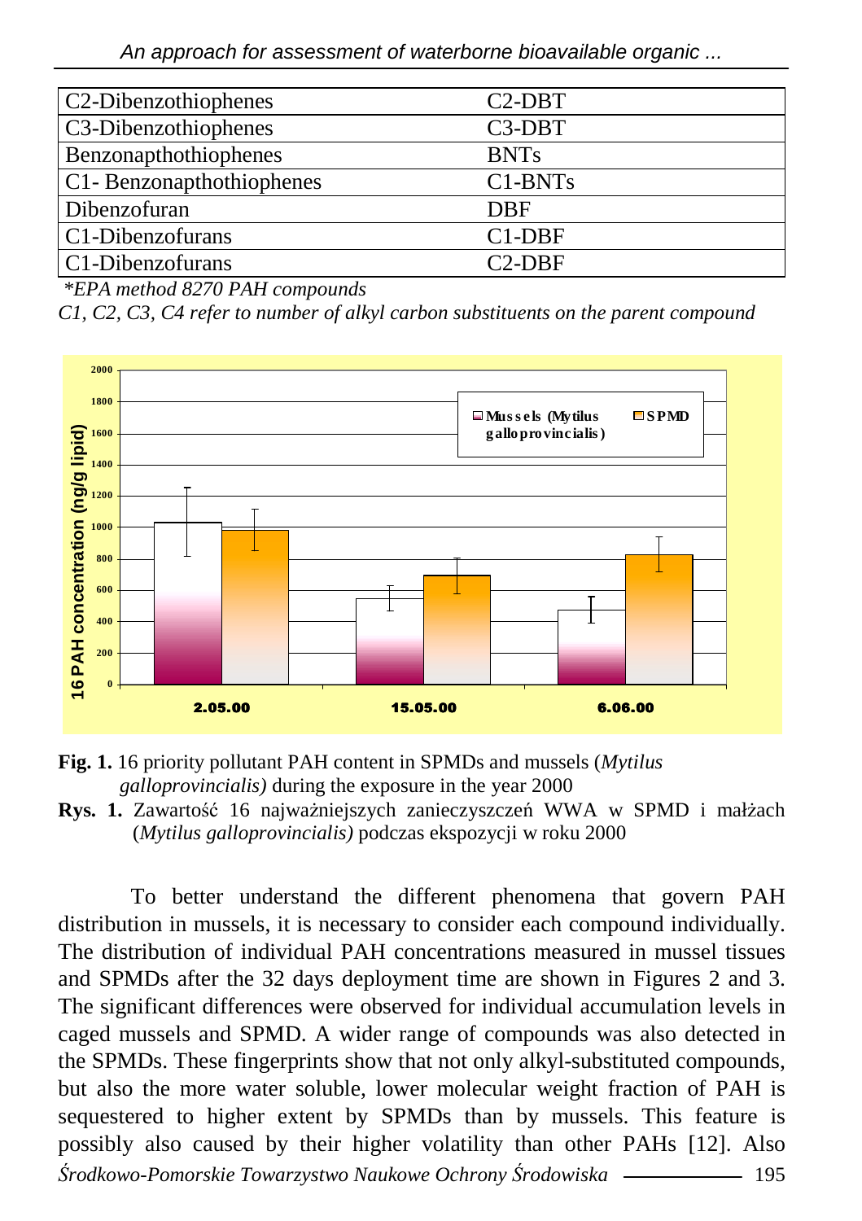| | |
|---|---|
| C2-Dibenzothiophenes | C2-DBT |
| C3-Dibenzothiophenes | C3-DBT |
| Benzonapthothiophenes | BNTs |
| C1- Benzonapthothiophenes | C1-BNTs |
| Dibenzofuran | DBF |
| C1-Dibenzofurans | C1-DBF |
| C1-Dibenzofurans | C2-DBF |

*\*EPA method 8270 PAH compounds*

*C1, C2, C3, C4 refer to number of alkyl carbon substituents on the parent compound*

**Fig. 1.** 16 priority pollutant PAH content in SPMDs and mussels (*Mytilus galloprovincialis)* during the exposure in the year 2000

**Rys. 1.** Zawartość 16 najważniejszych zanieczyszczeń WWA w SPMD i małżach (*Mytilus galloprovincialis)* podczas ekspozycji w roku 2000

To better understand the different phenomena that govern PAH distribution in mussels, it is necessary to consider each compound individually. The distribution of individual PAH concentrations measured in mussel tissues and SPMDs after the 32 days deployment time are shown in Figures 2 and 3. The significant differences were observed for individual accumulation levels in caged mussels and SPMD. A wider range of compounds was also detected in the SPMDs. These fingerprints show that not only alkyl-substituted compounds, but also the more water soluble, lower molecular weight fraction of PAH is sequestered to higher extent by SPMDs than by mussels. This feature is possibly also caused by their higher volatility than other PAHs [12]. Also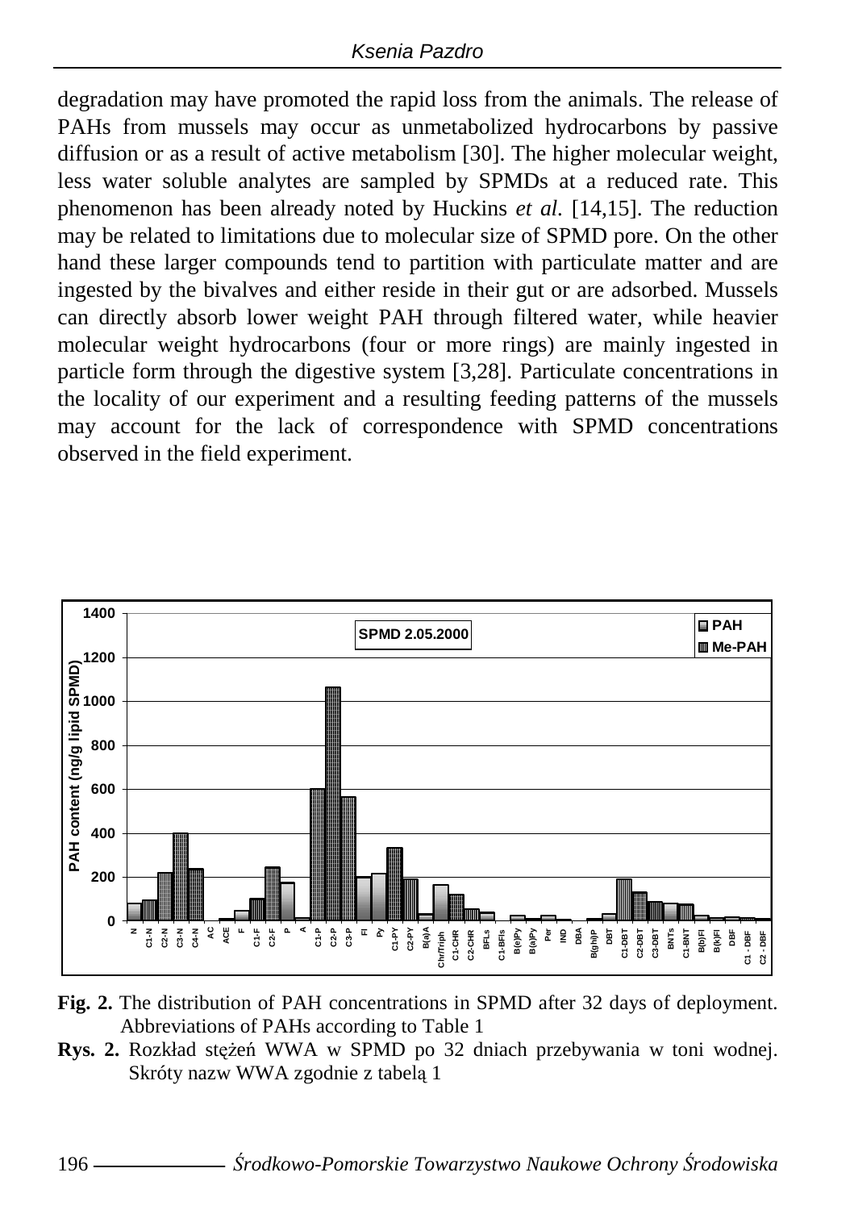degradation may have promoted the rapid loss from the animals. The release of PAHs from mussels may occur as unmetabolized hydrocarbons by passive diffusion or as a result of active metabolism [30]. The higher molecular weight, less water soluble analytes are sampled by SPMDs at a reduced rate. This phenomenon has been already noted by Huckins *et al.* [14,15]. The reduction may be related to limitations due to molecular size of SPMD pore. On the other hand these larger compounds tend to partition with particulate matter and are ingested by the bivalves and either reside in their gut or are adsorbed. Mussels can directly absorb lower weight PAH through filtered water, while heavier molecular weight hydrocarbons (four or more rings) are mainly ingested in particle form through the digestive system [3,28]. Particulate concentrations in the locality of our experiment and a resulting feeding patterns of the mussels may account for the lack of correspondence with SPMD concentrations observed in the field experiment.

**Fig. 2.** The distribution of PAH concentrations in SPMD after 32 days of deployment. Abbreviations of PAHs according to Table 1

**Rys. 2.** Rozkład stężeń WWA w SPMD po 32 dniach przebywania w toni wodnej. Skróty nazw WWA zgodnie z tabelą 1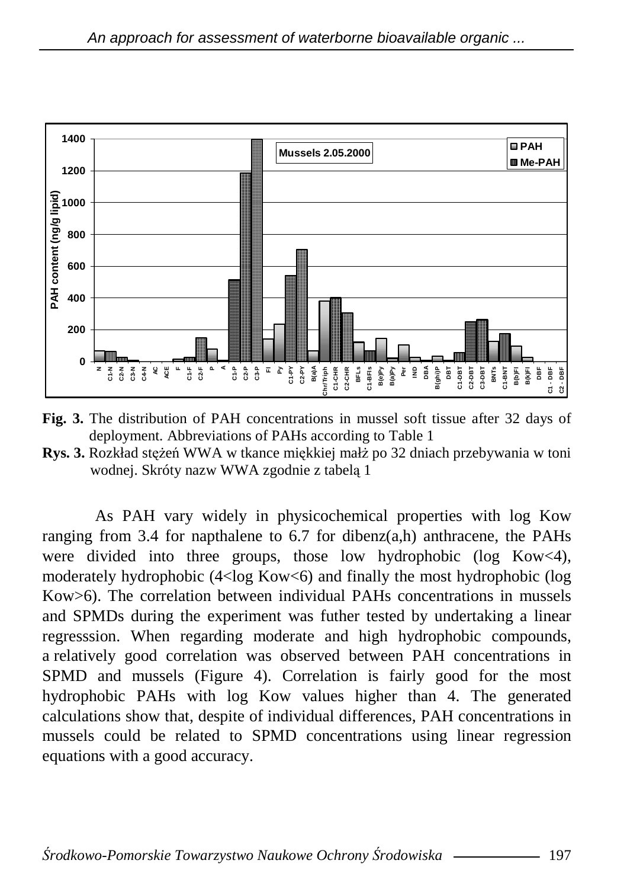**Fig. 3.** The distribution of PAH concentrations in mussel soft tissue after 32 days of deployment. Abbreviations of PAHs according to Table 1

**Rys. 3.** Rozkład stężeń WWA w tkance miękkiej małż po 32 dniach przebywania w toni wodnej. Skróty nazw WWA zgodnie z tabelą 1

As PAH vary widely in physicochemical properties with log Kow ranging from 3.4 for napthalene to 6.7 for dibenz(a,h) anthracene, the PAHs were divided into three groups, those low hydrophobic (log Kow<4), moderately hydrophobic (4<log Kow<6) and finally the most hydrophobic (log Kow>6). The correlation between individual PAHs concentrations in mussels and SPMDs during the experiment was futher tested by undertaking a linear regresssion. When regarding moderate and high hydrophobic compounds, a relatively good correlation was observed between PAH concentrations in SPMD and mussels (Figure 4). Correlation is fairly good for the most hydrophobic PAHs with log Kow values higher than 4. The generated calculations show that, despite of individual differences, PAH concentrations in mussels could be related to SPMD concentrations using linear regression equations with a good accuracy.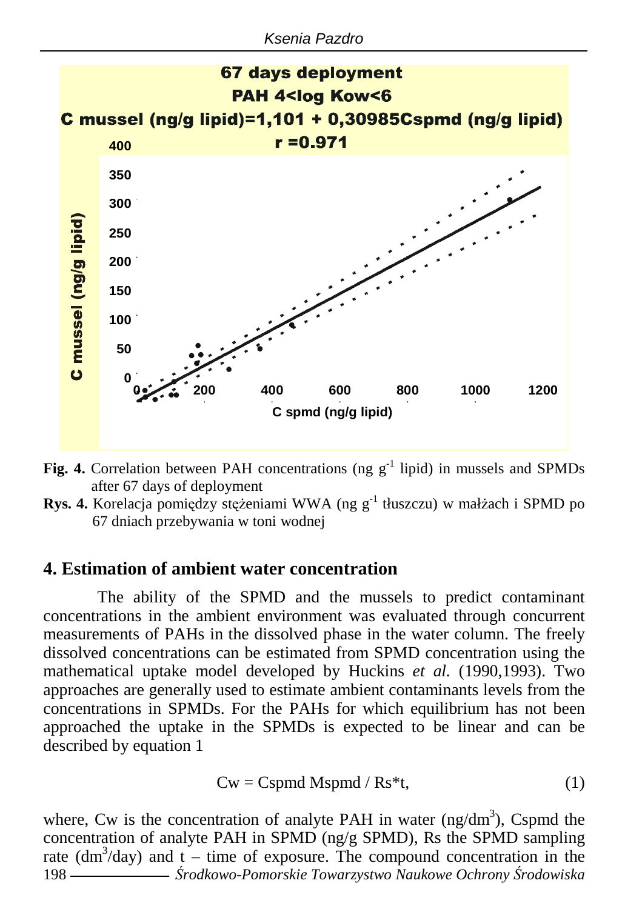**Fig. 4.** Correlation between PAH concentrations (ng $g^{-1}$ lipid) in mussels and SPMDs after 67 days of deployment

**Rys. 4.** Korelacja pomiędzy stężeniami WWA (ng $g^{-1}$ tłuszczu) w małżach i SPMD po 67 dniach przebywania w toni wodnej

## 4. Estimation of ambient water concentration

The ability of the SPMD and the mussels to predict contaminant concentrations in the ambient environment was evaluated through concurrent measurements of PAHs in the dissolved phase in the water column. The freely dissolved concentrations can be estimated from SPMD concentration using the mathematical uptake model developed by Huckins *et al.* (1990,1993). Two approaches are generally used to estimate ambient contaminants levels from the concentrations in SPMDs. For the PAHs for which equilibrium has not been approached the uptake in the SPMDs is expected to be linear and can be described by equation 1

$$Cw = Cspmd\ Mspmd / Rs*t, \qquad (1)$$

where, Cw is the concentration of analyte PAH in water (ng/$dm^3$), Cspmd the concentration of analyte PAH in SPMD (ng/g SPMD), Rs the SPMD sampling rate ($dm^3$/day) and t – time of exposure. The compound concentration in the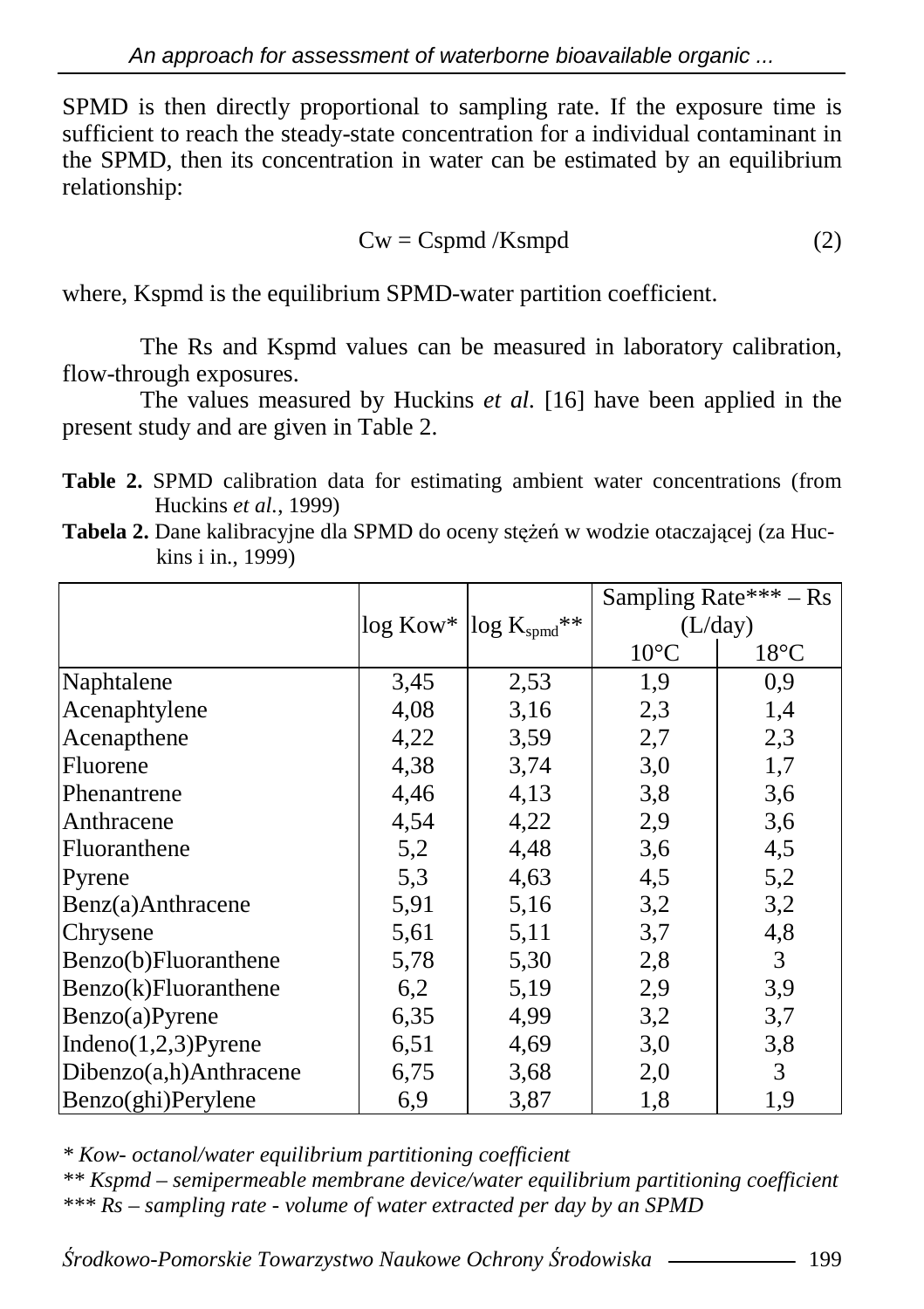SPMD is then directly proportional to sampling rate. If the exposure time is sufficient to reach the steady-state concentration for a individual contaminant in the SPMD, then its concentration in water can be estimated by an equilibrium relationship:

$$Cw = Cspmd / Ksmpd \tag{2}$$

where, Kspmd is the equilibrium SPMD-water partition coefficient.

The Rs and Kspmd values can be measured in laboratory calibration, flow-through exposures.

The values measured by Huckins *et al.* [16] have been applied in the present study and are given in Table 2.

**Table 2.** SPMD calibration data for estimating ambient water concentrations (from Huckins *et al.*, 1999)

**Tabela 2.** Dane kalibracyjne dla SPMD do oceny stężeń w wodzie otaczającej (za Huckins i in., 1999)

| | log Kow* | log $K_{spmd}$** | Sampling Rate*** – Rs (L/day) | |
|---|---|---|---|---|
| | | | 10°C | 18°C |
| Naphtalene | 3,45 | 2,53 | 1,9 | 0,9 |
| Acenaphtylene | 4,08 | 3,16 | 2,3 | 1,4 |
| Acenapthene | 4,22 | 3,59 | 2,7 | 2,3 |
| Fluorene | 4,38 | 3,74 | 3,0 | 1,7 |
| Phenantrene | 4,46 | 4,13 | 3,8 | 3,6 |
| Anthracene | 4,54 | 4,22 | 2,9 | 3,6 |
| Fluoranthene | 5,2 | 4,48 | 3,6 | 4,5 |
| Pyrene | 5,3 | 4,63 | 4,5 | 5,2 |
| Benz(a)Anthracene | 5,91 | 5,16 | 3,2 | 3,2 |
| Chrysene | 5,61 | 5,11 | 3,7 | 4,8 |
| Benzo(b)Fluoranthene | 5,78 | 5,30 | 2,8 | 3 |
| Benzo(k)Fluoranthene | 6,2 | 5,19 | 2,9 | 3,9 |
| Benzo(a)Pyrene | 6,35 | 4,99 | 3,2 | 3,7 |
| Indeno(1,2,3)Pyrene | 6,51 | 4,69 | 3,0 | 3,8 |
| Dibenzo(a,h)Anthracene | 6,75 | 3,68 | 2,0 | 3 |
| Benzo(ghi)Perylene | 6,9 | 3,87 | 1,8 | 1,9 |

*\* Kow- octanol/water equilibrium partitioning coefficient*

*\*\* Kspmd – semipermeable membrane device/water equilibrium partitioning coefficient*

*\*\*\* Rs – sampling rate - volume of water extracted per day by an SPMD*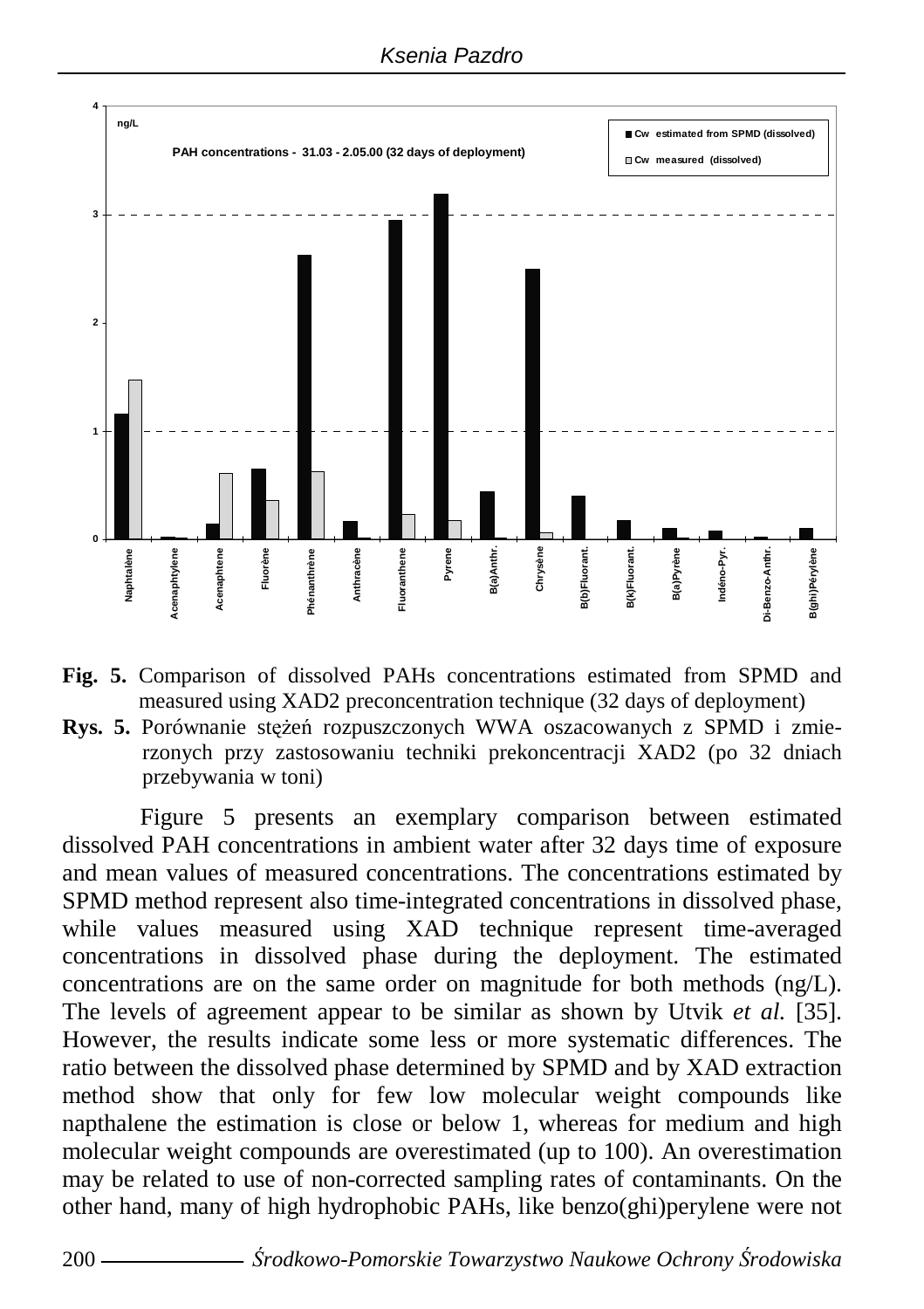**Fig. 5.** Comparison of dissolved PAHs concentrations estimated from SPMD and measured using XAD2 preconcentration technique (32 days of deployment)

**Rys. 5.** Porównanie stężeń rozpuszczonych WWA oszacowanych z SPMD i zmierzonych przy zastosowaniu techniki prekoncentracji XAD2 (po 32 dniach przebywania w toni)

Figure 5 presents an exemplary comparison between estimated dissolved PAH concentrations in ambient water after 32 days time of exposure and mean values of measured concentrations. The concentrations estimated by SPMD method represent also time-integrated concentrations in dissolved phase, while values measured using XAD technique represent time-averaged concentrations in dissolved phase during the deployment. The estimated concentrations are on the same order on magnitude for both methods (ng/L). The levels of agreement appear to be similar as shown by Utvik *et al.* [35]. However, the results indicate some less or more systematic differences. The ratio between the dissolved phase determined by SPMD and by XAD extraction method show that only for few low molecular weight compounds like napthalene the estimation is close or below 1, whereas for medium and high molecular weight compounds are overestimated (up to 100). An overestimation may be related to use of non-corrected sampling rates of contaminants. On the other hand, many of high hydrophobic PAHs, like benzo(ghi)perylene were not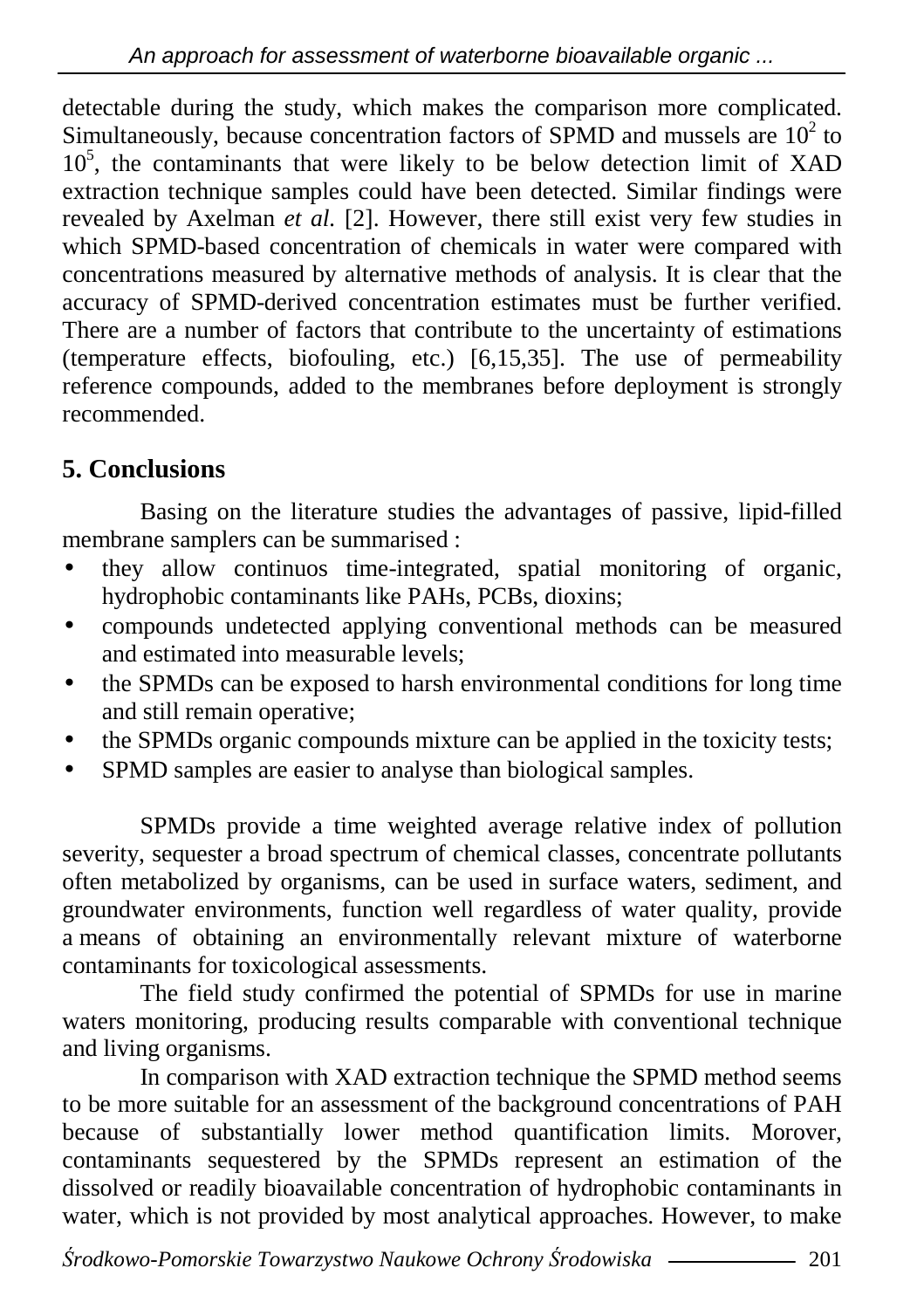detectable during the study, which makes the comparison more complicated. Simultaneously, because concentration factors of SPMD and mussels are $10^2$ to $10^5$, the contaminants that were likely to be below detection limit of XAD extraction technique samples could have been detected. Similar findings were revealed by Axelman *et al.* [2]. However, there still exist very few studies in which SPMD-based concentration of chemicals in water were compared with concentrations measured by alternative methods of analysis. It is clear that the accuracy of SPMD-derived concentration estimates must be further verified. There are a number of factors that contribute to the uncertainty of estimations (temperature effects, biofouling, etc.) [6,15,35]. The use of permeability reference compounds, added to the membranes before deployment is strongly recommended.

## 5. Conclusions

Basing on the literature studies the advantages of passive, lipid-filled membrane samplers can be summarised :

- they allow continuos time-integrated, spatial monitoring of organic, hydrophobic contaminants like PAHs, PCBs, dioxins;
- compounds undetected applying conventional methods can be measured and estimated into measurable levels;
- the SPMDs can be exposed to harsh environmental conditions for long time and still remain operative;
- the SPMDs organic compounds mixture can be applied in the toxicity tests;
- SPMD samples are easier to analyse than biological samples.

SPMDs provide a time weighted average relative index of pollution severity, sequester a broad spectrum of chemical classes, concentrate pollutants often metabolized by organisms, can be used in surface waters, sediment, and groundwater environments, function well regardless of water quality, provide a means of obtaining an environmentally relevant mixture of waterborne contaminants for toxicological assessments.

The field study confirmed the potential of SPMDs for use in marine waters monitoring, producing results comparable with conventional technique and living organisms.

In comparison with XAD extraction technique the SPMD method seems to be more suitable for an assessment of the background concentrations of PAH because of substantially lower method quantification limits. Morover, contaminants sequestered by the SPMDs represent an estimation of the dissolved or readily bioavailable concentration of hydrophobic contaminants in water, which is not provided by most analytical approaches. However, to make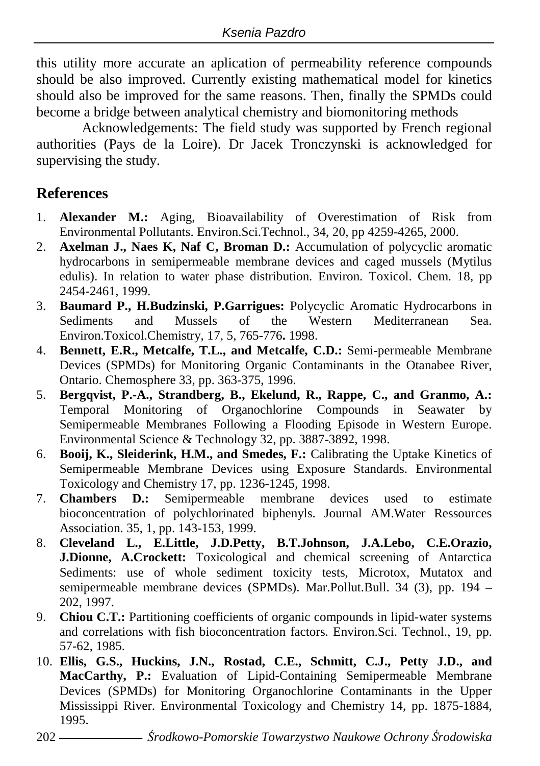this utility more accurate an aplication of permeability reference compounds should be also improved. Currently existing mathematical model for kinetics should also be improved for the same reasons. Then, finally the SPMDs could become a bridge between analytical chemistry and biomonitoring methods

Acknowledgements: The field study was supported by French regional authorities (Pays de la Loire). Dr Jacek Tronczynski is acknowledged for supervising the study.

## References

1. **Alexander M.:** Aging, Bioavailability of Overestimation of Risk from Environmental Pollutants. Environ.Sci.Technol., 34, 20, pp 4259-4265, 2000.
2. **Axelman J., Naes K, Naf C, Broman D.:** Accumulation of polycyclic aromatic hydrocarbons in semipermeable membrane devices and caged mussels (Mytilus edulis). In relation to water phase distribution. Environ. Toxicol. Chem. 18, pp 2454-2461, 1999.
3. **Baumard P., H.Budzinski, P.Garrigues:** Polycyclic Aromatic Hydrocarbons in Sediments and Mussels of the Western Mediterranean Sea. Environ.Toxicol.Chemistry, 17, 5, 765-776**.** 1998.
4. **Bennett, E.R., Metcalfe, T.L., and Metcalfe, C.D.:** Semi-permeable Membrane Devices (SPMDs) for Monitoring Organic Contaminants in the Otanabee River, Ontario. Chemosphere 33, pp. 363-375, 1996.
5. **Bergqvist, P.-A., Strandberg, B., Ekelund, R., Rappe, C., and Granmo, A.:** Temporal Monitoring of Organochlorine Compounds in Seawater by Semipermeable Membranes Following a Flooding Episode in Western Europe. Environmental Science & Technology 32, pp. 3887-3892, 1998.
6. **Booij, K., Sleiderink, H.M., and Smedes, F.:** Calibrating the Uptake Kinetics of Semipermeable Membrane Devices using Exposure Standards. Environmental Toxicology and Chemistry 17, pp. 1236-1245, 1998.
7. **Chambers D.:** Semipermeable membrane devices used to estimate bioconcentration of polychlorinated biphenyls. Journal AM.Water Ressources Association. 35, 1, pp. 143-153, 1999.
8. **Cleveland L., E.Little, J.D.Petty, B.T.Johnson, J.A.Lebo, C.E.Orazio, J.Dionne, A.Crockett:** Toxicological and chemical screening of Antarctica Sediments: use of whole sediment toxicity tests, Microtox, Mutatox and semipermeable membrane devices (SPMDs). Mar.Pollut.Bull. 34 (3), pp. 194 – 202, 1997.
9. **Chiou C.T.:** Partitioning coefficients of organic compounds in lipid-water systems and correlations with fish bioconcentration factors. Environ.Sci. Technol., 19, pp. 57-62, 1985.
10. **Ellis, G.S., Huckins, J.N., Rostad, C.E., Schmitt, C.J., Petty J.D., and MacCarthy, P.:** Evaluation of Lipid-Containing Semipermeable Membrane Devices (SPMDs) for Monitoring Organochlorine Contaminants in the Upper Mississippi River. Environmental Toxicology and Chemistry 14, pp. 1875-1884, 1995.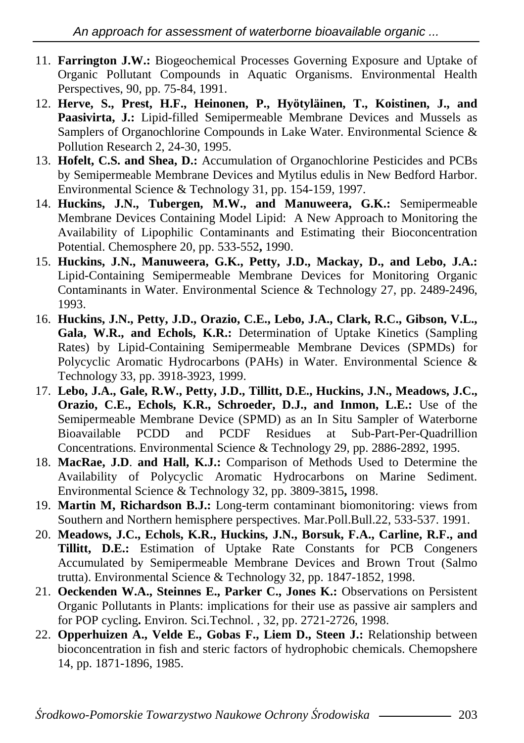11. **Farrington J.W.:** Biogeochemical Processes Governing Exposure and Uptake of Organic Pollutant Compounds in Aquatic Organisms. Environmental Health Perspectives, 90, pp. 75-84, 1991.
12. **Herve, S., Prest, H.F., Heinonen, P., Hyötyläinen, T., Koistinen, J., and Paasivirta, J.:** Lipid-filled Semipermeable Membrane Devices and Mussels as Samplers of Organochlorine Compounds in Lake Water. Environmental Science & Pollution Research 2, 24-30, 1995.
13. **Hofelt, C.S. and Shea, D.:** Accumulation of Organochlorine Pesticides and PCBs by Semipermeable Membrane Devices and Mytilus edulis in New Bedford Harbor. Environmental Science & Technology 31, pp. 154-159, 1997.
14. **Huckins, J.N., Tubergen, M.W., and Manuweera, G.K.:** Semipermeable Membrane Devices Containing Model Lipid: A New Approach to Monitoring the Availability of Lipophilic Contaminants and Estimating their Bioconcentration Potential. Chemosphere 20, pp. 533-552**,** 1990.
15. **Huckins, J.N., Manuweera, G.K., Petty, J.D., Mackay, D., and Lebo, J.A.:** Lipid-Containing Semipermeable Membrane Devices for Monitoring Organic Contaminants in Water. Environmental Science & Technology 27, pp. 2489-2496, 1993.
16. **Huckins, J.N., Petty, J.D., Orazio, C.E., Lebo, J.A., Clark, R.C., Gibson, V.L., Gala, W.R., and Echols, K.R.:** Determination of Uptake Kinetics (Sampling Rates) by Lipid-Containing Semipermeable Membrane Devices (SPMDs) for Polycyclic Aromatic Hydrocarbons (PAHs) in Water. Environmental Science & Technology 33, pp. 3918-3923, 1999.
17. **Lebo, J.A., Gale, R.W., Petty, J.D., Tillitt, D.E., Huckins, J.N., Meadows, J.C., Orazio, C.E., Echols, K.R., Schroeder, D.J., and Inmon, L.E.:** Use of the Semipermeable Membrane Device (SPMD) as an In Situ Sampler of Waterborne Bioavailable PCDD and PCDF Residues at Sub-Part-Per-Quadrillion Concentrations. Environmental Science & Technology 29, pp. 2886-2892, 1995.
18. **MacRae, J.D**. **and Hall, K.J.:** Comparison of Methods Used to Determine the Availability of Polycyclic Aromatic Hydrocarbons on Marine Sediment. Environmental Science & Technology 32, pp. 3809-3815**,** 1998.
19. **Martin M, Richardson B.J.:** Long-term contaminant biomonitoring: views from Southern and Northern hemisphere perspectives. Mar.Poll.Bull.22, 533-537. 1991.
20. **Meadows, J.C., Echols, K.R., Huckins, J.N., Borsuk, F.A., Carline, R.F., and Tillitt, D.E.:** Estimation of Uptake Rate Constants for PCB Congeners Accumulated by Semipermeable Membrane Devices and Brown Trout (Salmo trutta). Environmental Science & Technology 32, pp. 1847-1852, 1998.
21. **Oeckenden W.A., Steinnes E., Parker C., Jones K.:** Observations on Persistent Organic Pollutants in Plants: implications for their use as passive air samplers and for POP cycling**.** Environ. Sci.Technol. , 32, pp. 2721-2726, 1998.
22. **Opperhuizen A., Velde E., Gobas F., Liem D., Steen J.:** Relationship between bioconcentration in fish and steric factors of hydrophobic chemicals. Chemopshere 14, pp. 1871-1896, 1985.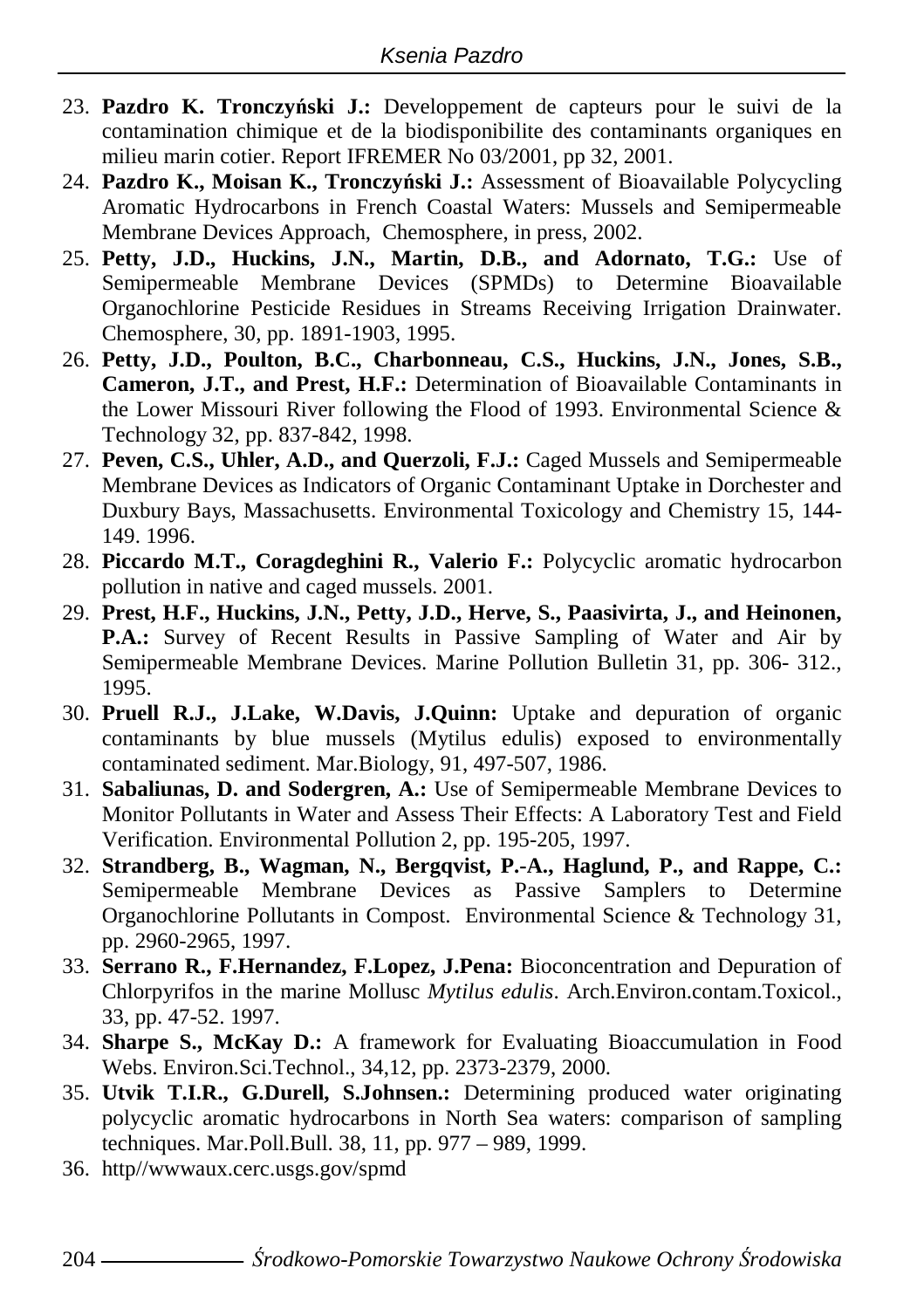23. **Pazdro K. Tronczyński J.:** Developpement de capteurs pour le suivi de la contamination chimique et de la biodisponibilite des contaminants organiques en milieu marin cotier. Report IFREMER No 03/2001, pp 32, 2001.
24. **Pazdro K., Moisan K., Tronczyński J.:** Assessment of Bioavailable Polycycling Aromatic Hydrocarbons in French Coastal Waters: Mussels and Semipermeable Membrane Devices Approach, Chemosphere, in press, 2002.
25. **Petty, J.D., Huckins, J.N., Martin, D.B., and Adornato, T.G.:** Use of Semipermeable Membrane Devices (SPMDs) to Determine Bioavailable Organochlorine Pesticide Residues in Streams Receiving Irrigation Drainwater. Chemosphere, 30, pp. 1891-1903, 1995.
26. **Petty, J.D., Poulton, B.C., Charbonneau, C.S., Huckins, J.N., Jones, S.B., Cameron, J.T., and Prest, H.F.:** Determination of Bioavailable Contaminants in the Lower Missouri River following the Flood of 1993. Environmental Science & Technology 32, pp. 837-842, 1998.
27. **Peven, C.S., Uhler, A.D., and Querzoli, F.J.:** Caged Mussels and Semipermeable Membrane Devices as Indicators of Organic Contaminant Uptake in Dorchester and Duxbury Bays, Massachusetts. Environmental Toxicology and Chemistry 15, 144-149. 1996.
28. **Piccardo M.T., Coragdeghini R., Valerio F.:** Polycyclic aromatic hydrocarbon pollution in native and caged mussels. 2001.
29. **Prest, H.F., Huckins, J.N., Petty, J.D., Herve, S., Paasivirta, J., and Heinonen, P.A.:** Survey of Recent Results in Passive Sampling of Water and Air by Semipermeable Membrane Devices. Marine Pollution Bulletin 31, pp. 306- 312., 1995.
30. **Pruell R.J., J.Lake, W.Davis, J.Quinn:** Uptake and depuration of organic contaminants by blue mussels (Mytilus edulis) exposed to environmentally contaminated sediment. Mar.Biology, 91, 497-507, 1986.
31. **Sabaliunas, D. and Sodergren, A.:** Use of Semipermeable Membrane Devices to Monitor Pollutants in Water and Assess Their Effects: A Laboratory Test and Field Verification. Environmental Pollution 2, pp. 195-205, 1997.
32. **Strandberg, B., Wagman, N., Bergqvist, P.-A., Haglund, P., and Rappe, C.:** Semipermeable Membrane Devices as Passive Samplers to Determine Organochlorine Pollutants in Compost. Environmental Science & Technology 31, pp. 2960-2965, 1997.
33. **Serrano R., F.Hernandez, F.Lopez, J.Pena:** Bioconcentration and Depuration of Chlorpyrifos in the marine Mollusc *Mytilus edulis*. Arch.Environ.contam.Toxicol., 33, pp. 47-52. 1997.
34. **Sharpe S., McKay D.:** A framework for Evaluating Bioaccumulation in Food Webs. Environ.Sci.Technol., 34,12, pp. 2373-2379, 2000.
35. **Utvik T.I.R., G.Durell, S.Johnsen.:** Determining produced water originating polycyclic aromatic hydrocarbons in North Sea waters: comparison of sampling techniques. Mar.Poll.Bull. 38, 11, pp. 977 – 989, 1999.
36. http//wwwaux.cerc.usgs.gov/spmd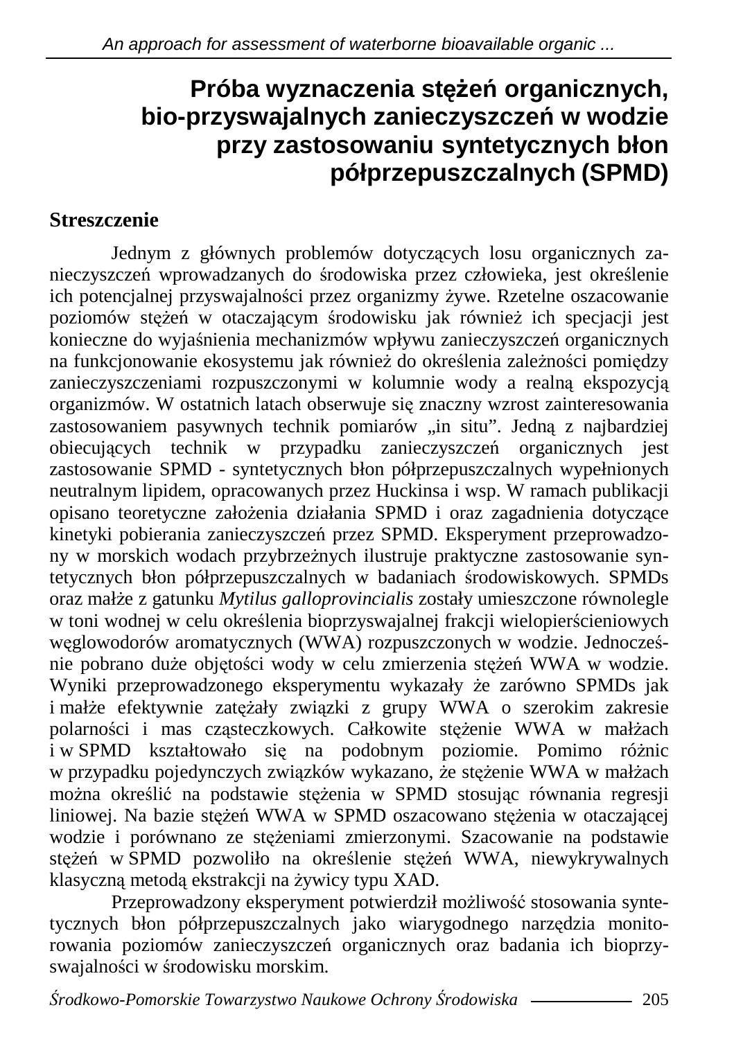# Próba wyznaczenia stężeń organicznych, bio-przyswajalnych zanieczyszczeń w wodzie przy zastosowaniu syntetycznych błon półprzepuszczalnych (SPMD)

## Streszczenie

Jednym z głównych problemów dotyczących losu organicznych zanieczyszczeń wprowadzanych do środowiska przez człowieka, jest określenie ich potencjalnej przyswajalności przez organizmy żywe. Rzetelne oszacowanie poziomów stężeń w otaczającym środowisku jak również ich specjacji jest konieczne do wyjaśnienia mechanizmów wpływu zanieczyszczeń organicznych na funkcjonowanie ekosystemu jak również do określenia zależności pomiędzy zanieczyszczeniami rozpuszczonymi w kolumnie wody a realną ekspozycją organizmów. W ostatnich latach obserwuje się znaczny wzrost zainteresowania zastosowaniem pasywnych technik pomiarów „in situ". Jedną z najbardziej obiecujących technik w przypadku zanieczyszczeń organicznych jest zastosowanie SPMD - syntetycznych błon półprzepuszczalnych wypełnionych neutralnym lipidem, opracowanych przez Huckinsa i wsp. W ramach publikacji opisano teoretyczne założenia działania SPMD i oraz zagadnienia dotyczące kinetyki pobierania zanieczyszczeń przez SPMD. Eksperyment przeprowadzony w morskich wodach przybrzeżnych ilustruje praktyczne zastosowanie syntetycznych błon półprzepuszczalnych w badaniach środowiskowych. SPMDs oraz małże z gatunku *Mytilus galloprovincialis* zostały umieszczone równolegle w toni wodnej w celu określenia bioprzyswajalnej frakcji wielopierścieniowych węglowodorów aromatycznych (WWA) rozpuszczonych w wodzie. Jednocześnie pobrano duże objętości wody w celu zmierzenia stężeń WWA w wodzie. Wyniki przeprowadzonego eksperymentu wykazały że zarówno SPMDs jak i małże efektywnie zatężały związki z grupy WWA o szerokim zakresie polarności i mas cząsteczkowych. Całkowite stężenie WWA w małżach i w SPMD kształtowało się na podobnym poziomie. Pomimo różnic w przypadku pojedynczych związków wykazano, że stężenie WWA w małżach można określić na podstawie stężenia w SPMD stosując równania regresji liniowej. Na bazie stężeń WWA w SPMD oszacowano stężenia w otaczającej wodzie i porównano ze stężeniami zmierzonymi. Szacowanie na podstawie stężeń w SPMD pozwoliło na określenie stężeń WWA, niewykrywalnych klasyczną metodą ekstrakcji na żywicy typu XAD.

Przeprowadzony eksperyment potwierdził możliwość stosowania syntetycznych błon półprzepuszczalnych jako wiarygodnego narzędzia monitorowania poziomów zanieczyszczeń organicznych oraz badania ich bioprzyswajalności w środowisku morskim.